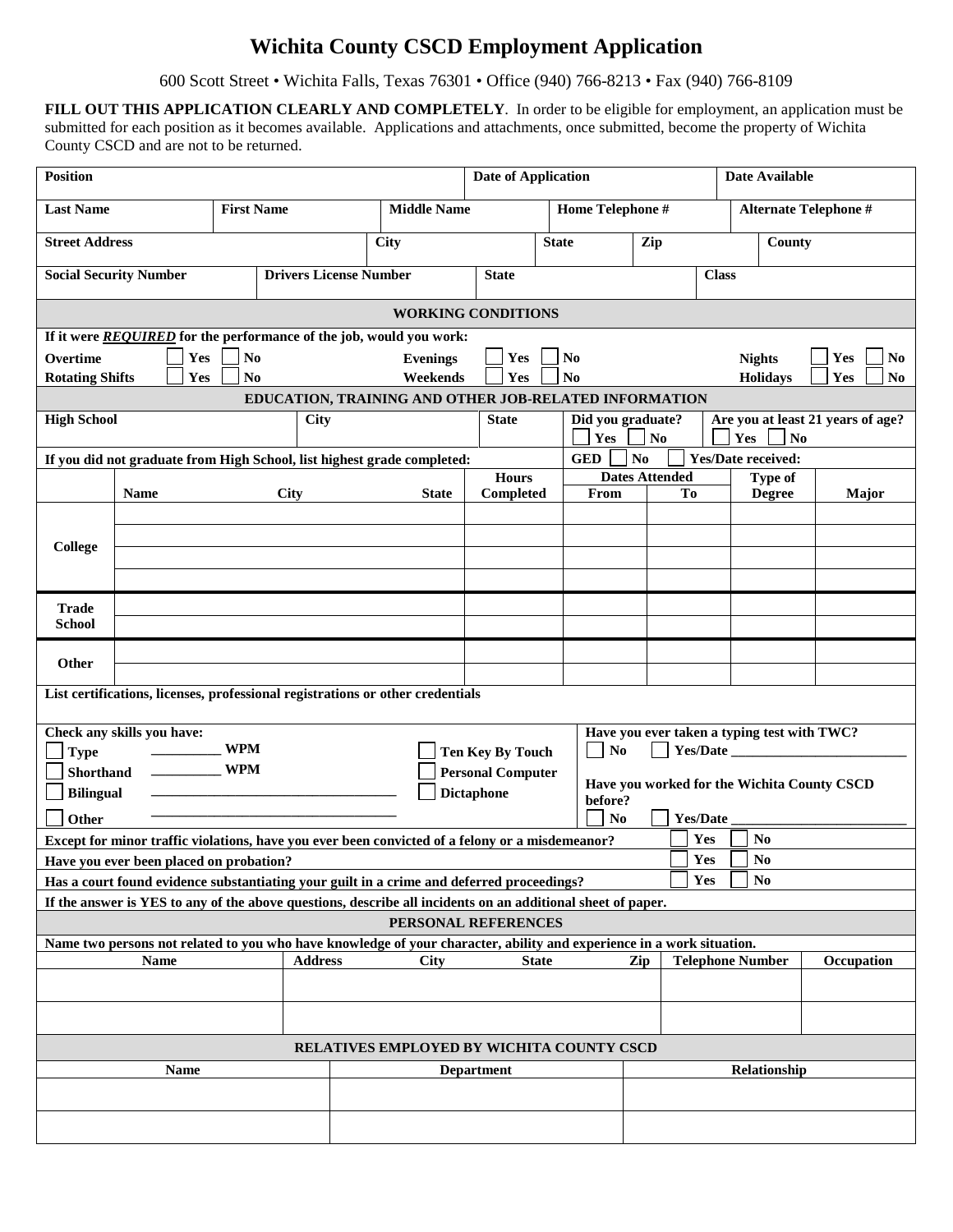# Wichita County CSCD Employment Application

600 Scott Street • Wichita Falls, Texas 76301 • Office (940) 766-8213 • Fax (940) 766-8109

**FILL OUT THIS APPLICATION CLEARLY AND COMPLETELY**. In order to be eligible for employment, an application must be submitted for each position as it becomes available. Applications and attachments, once submitted, become the property of Wichita County CSCD and are not to be returned.

| **Position** | **Date of Application** | **Date Available** |
|---|---|---|
| | | |

| **Last Name** | **First Name** | **Middle Name** | **Home Telephone #** | **Alternate Telephone #** |
|---|---|---|---|---|
| | | | | |

| **Street Address** | **City** | **State** | **Zip** | **County** |
|---|---|---|---|---|
| | | | | |

| **Social Security Number** | **Drivers License Number** | **State** | **Class** |
|---|---|---|---|
| | | | |

## WORKING CONDITIONS

**If it were *REQUIRED* for the performance of the job, would you work:**

| | | | | | |
|---|---|---|---|---|---|
| **Overtime** | ☐ Yes ☐ No | **Evenings** | ☐ Yes ☐ No | **Nights** | ☐ Yes ☐ No |
| **Rotating Shifts** | ☐ Yes ☐ No | **Weekends** | ☐ Yes ☐ No | **Holidays** | ☐ Yes ☐ No |

## EDUCATION, TRAINING AND OTHER JOB-RELATED INFORMATION

| **High School** | **City** | **State** | **Did you graduate?** ☐ Yes ☐ No | **Are you at least 21 years of age?** ☐ Yes ☐ No |
|---|---|---|---|---|
| | | | | |

**If you did not graduate from High School, list highest grade completed:** **GED** ☐ **No** ☐ **Yes/Date received:**

| | **Name** | **City** | **State** | **Hours Completed** | **Dates Attended From** | **Dates Attended To** | **Type of Degree** | **Major** |
|---|---|---|---|---|---|---|---|---|
| **College** | | | | | | | | |
| | | | | | | | | |
| | | | | | | | | |
| | | | | | | | | |
| **Trade School** | | | | | | | | |
| | | | | | | | | |
| **Other** | | | | | | | | |
| | | | | | | | | |

**List certifications, licenses, professional registrations or other credentials**

**Check any skills you have:**

☐ **Type** __________ **WPM**
☐ **Shorthand** __________ **WPM**
☐ **Bilingual** ______________________________
☐ **Other** ______________________________
☐ **Ten Key By Touch**
☐ **Personal Computer**
☐ **Dictaphone**

**Have you ever taken a typing test with TWC?** ☐ **No** ☐ **Yes/Date** ______________________

**Have you worked for the Wichita County CSCD before?** ☐ **No** ☐ **Yes/Date** ______________________

**Except for minor traffic violations, have you ever been convicted of a felony or a misdemeanor?** ☐ **Yes** ☐ **No**

**Have you ever been placed on probation?** ☐ **Yes** ☐ **No**

**Has a court found evidence substantiating your guilt in a crime and deferred proceedings?** ☐ **Yes** ☐ **No**

**If the answer is YES to any of the above questions, describe all incidents on an additional sheet of paper.**

## PERSONAL REFERENCES

**Name two persons not related to you who have knowledge of your character, ability and experience in a work situation.**

| **Name** | **Address** | **City** | **State** | **Zip** | **Telephone Number** | **Occupation** |
|---|---|---|---|---|---|---|
| | | | | | | |
| | | | | | | |

## RELATIVES EMPLOYED BY WICHITA COUNTY CSCD

| **Name** | **Department** | **Relationship** |
|---|---|---|
| | | |
| | | |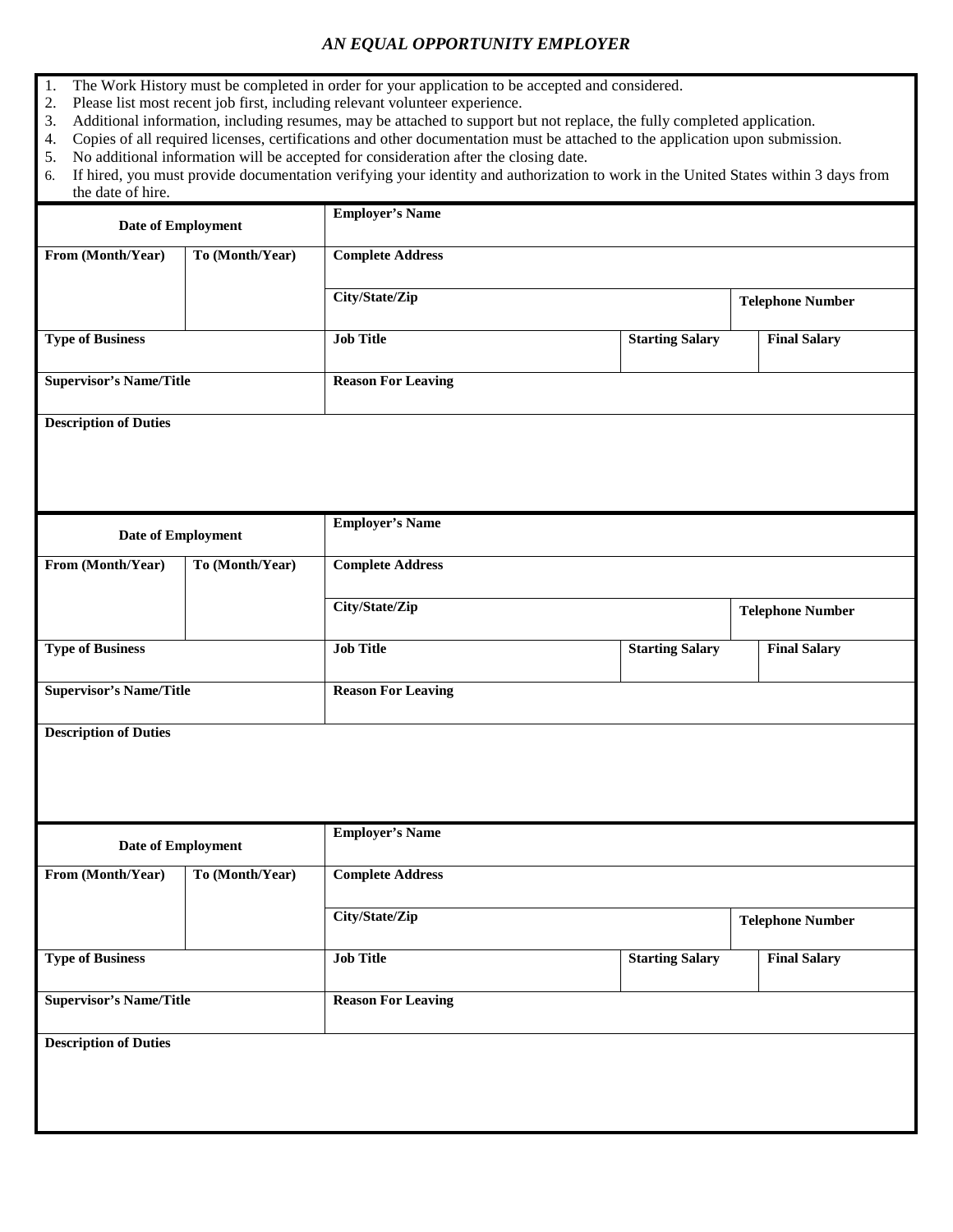*AN EQUAL OPPORTUNITY EMPLOYER*

1. The Work History must be completed in order for your application to be accepted and considered.
2. Please list most recent job first, including relevant volunteer experience.
3. Additional information, including resumes, may be attached to support but not replace, the fully completed application.
4. Copies of all required licenses, certifications and other documentation must be attached to the application upon submission.
5. No additional information will be accepted for consideration after the closing date.
6. If hired, you must provide documentation verifying your identity and authorization to work in the United States within 3 days from the date of hire.

| **Date of Employment** | | **Employer's Name** | | |
|---|---|---|---|---|
| **From (Month/Year)** | **To (Month/Year)** | **Complete Address** | | |
| | | **City/State/Zip** | | **Telephone Number** |
| **Type of Business** | | **Job Title** | **Starting Salary** | **Final Salary** |
| **Supervisor's Name/Title** | | **Reason For Leaving** | | |
| **Description of Duties** | | | | |

| **Date of Employment** | | **Employer's Name** | | |
|---|---|---|---|---|
| **From (Month/Year)** | **To (Month/Year)** | **Complete Address** | | |
| | | **City/State/Zip** | | **Telephone Number** |
| **Type of Business** | | **Job Title** | **Starting Salary** | **Final Salary** |
| **Supervisor's Name/Title** | | **Reason For Leaving** | | |
| **Description of Duties** | | | | |

| **Date of Employment** | | **Employer's Name** | | |
|---|---|---|---|---|
| **From (Month/Year)** | **To (Month/Year)** | **Complete Address** | | |
| | | **City/State/Zip** | | **Telephone Number** |
| **Type of Business** | | **Job Title** | **Starting Salary** | **Final Salary** |
| **Supervisor's Name/Title** | | **Reason For Leaving** | | |
| **Description of Duties** | | | | |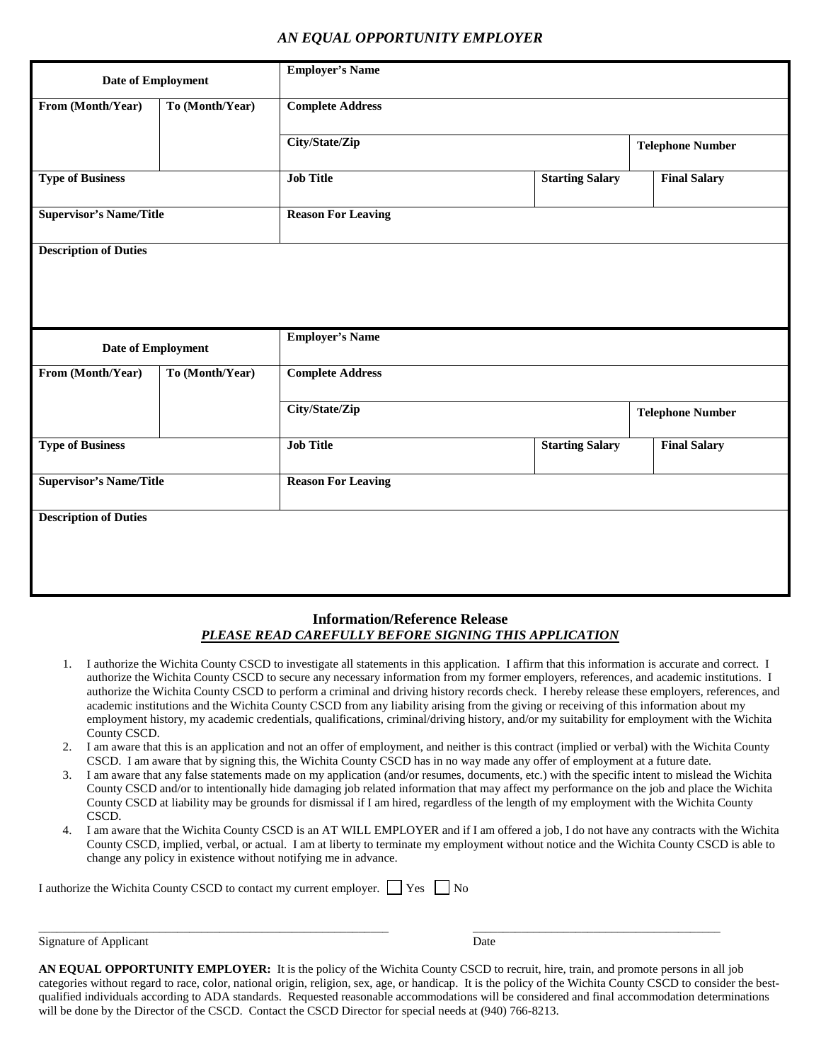*AN EQUAL OPPORTUNITY EMPLOYER*

| | | | | |
|---|---|---|---|---|
| **Date of Employment** | | **Employer's Name** | | |
| **From (Month/Year)** | **To (Month/Year)** | **Complete Address** | | |
| | | **City/State/Zip** | | **Telephone Number** |
| **Type of Business** | | **Job Title** | **Starting Salary** | **Final Salary** |
| **Supervisor's Name/Title** | | **Reason For Leaving** | | |
| **Description of Duties** | | | | |

| | | | | |
|---|---|---|---|---|
| **Date of Employment** | | **Employer's Name** | | |
| **From (Month/Year)** | **To (Month/Year)** | **Complete Address** | | |
| | | **City/State/Zip** | | **Telephone Number** |
| **Type of Business** | | **Job Title** | **Starting Salary** | **Final Salary** |
| **Supervisor's Name/Title** | | **Reason For Leaving** | | |
| **Description of Duties** | | | | |

## Information/Reference Release

***PLEASE READ CAREFULLY BEFORE SIGNING THIS APPLICATION***

1. I authorize the Wichita County CSCD to investigate all statements in this application. I affirm that this information is accurate and correct. I authorize the Wichita County CSCD to secure any necessary information from my former employers, references, and academic institutions. I authorize the Wichita County CSCD to perform a criminal and driving history records check. I hereby release these employers, references, and academic institutions and the Wichita County CSCD from any liability arising from the giving or receiving of this information about my employment history, my academic credentials, qualifications, criminal/driving history, and/or my suitability for employment with the Wichita County CSCD.
2. I am aware that this is an application and not an offer of employment, and neither is this contract (implied or verbal) with the Wichita County CSCD. I am aware that by signing this, the Wichita County CSCD has in no way made any offer of employment at a future date.
3. I am aware that any false statements made on my application (and/or resumes, documents, etc.) with the specific intent to mislead the Wichita County CSCD and/or to intentionally hide damaging job related information that may affect my performance on the job and place the Wichita County CSCD at liability may be grounds for dismissal if I am hired, regardless of the length of my employment with the Wichita County CSCD.
4. I am aware that the Wichita County CSCD is an AT WILL EMPLOYER and if I am offered a job, I do not have any contracts with the Wichita County CSCD, implied, verbal, or actual. I am at liberty to terminate my employment without notice and the Wichita County CSCD is able to change any policy in existence without notifying me in advance.

I authorize the Wichita County CSCD to contact my current employer. ☐ Yes ☐ No

_______________________________________________ _______________________________

Signature of Applicant Date

**AN EQUAL OPPORTUNITY EMPLOYER:** It is the policy of the Wichita County CSCD to recruit, hire, train, and promote persons in all job categories without regard to race, color, national origin, religion, sex, age, or handicap. It is the policy of the Wichita County CSCD to consider the best-qualified individuals according to ADA standards. Requested reasonable accommodations will be considered and final accommodation determinations will be done by the Director of the CSCD. Contact the CSCD Director for special needs at (940) 766-8213.